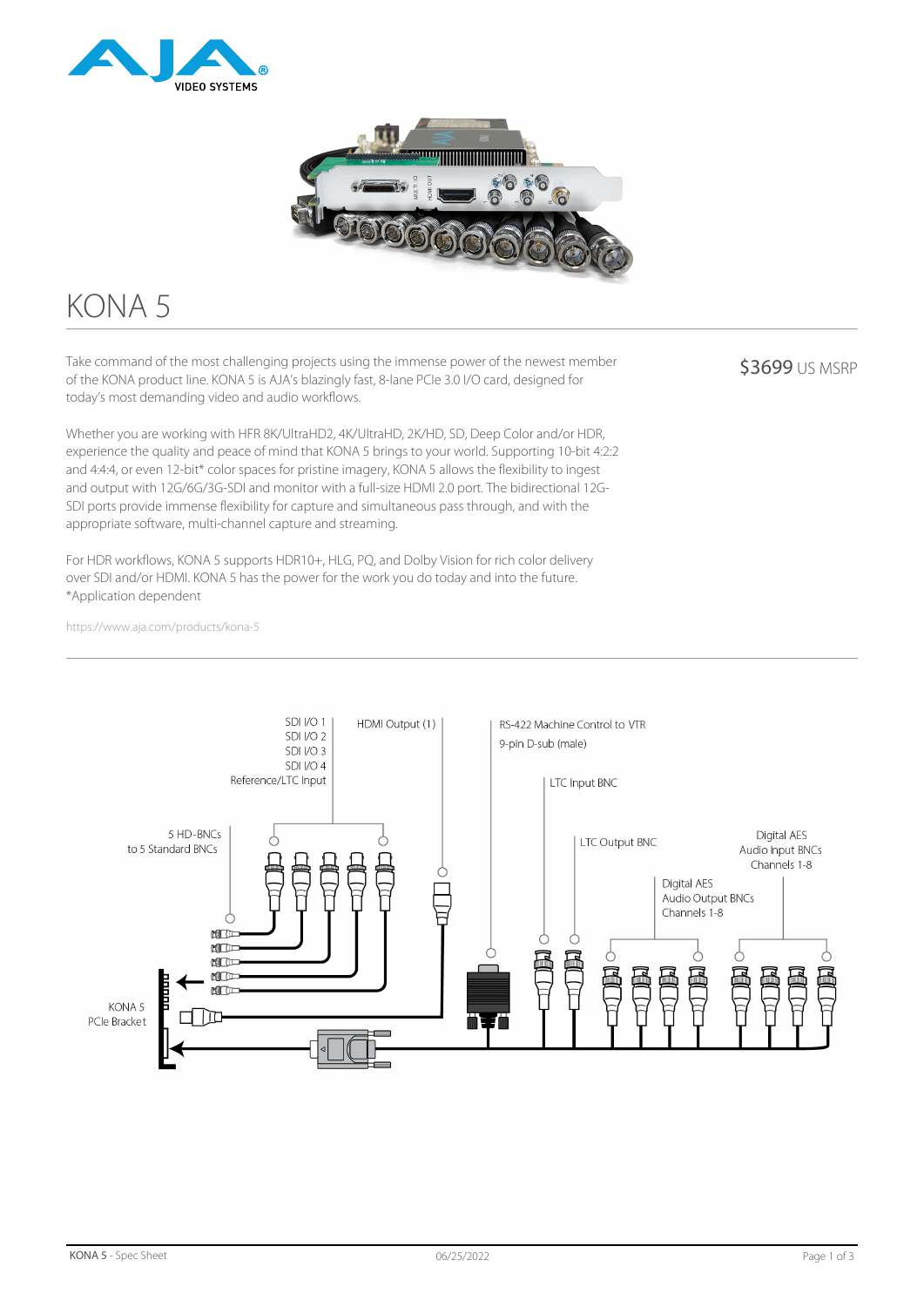# KONA 5

$3699 US MSRP

Take command of the most challenging projects using the immense power of the newest member of the KONA product line. KONA 5 is AJA's blazingly fast, 8-lane PCIe 3.0 I/O card, designed for today's most demanding video and audio workflows.

Whether you are working with HFR 8K/UltraHD2, 4K/UltraHD, 2K/HD, SD, Deep Color and/or HDR, experience the quality and peace of mind that KONA 5 brings to your world. Supporting 10-bit 4:2:2 and 4:4:4, or even 12-bit* color spaces for pristine imagery, KONA 5 allows the flexibility to ingest and output with 12G/6G/3G-SDI and monitor with a full-size HDMI 2.0 port. The bidirectional 12G-SDI ports provide immense flexibility for capture and simultaneous pass through, and with the appropriate software, multi-channel capture and streaming.

For HDR workflows, KONA 5 supports HDR10+, HLG, PQ, and Dolby Vision for rich color delivery over SDI and/or HDMI. KONA 5 has the power for the work you do today and into the future.
*Application dependent

https://www.aja.com/products/kona-5

SDI I/O 1
SDI I/O 2
SDI I/O 3
SDI I/O 4
Reference/LTC Input

HDMI Output (1)

RS-422 Machine Control to VTR
9-pin D-sub (male)

LTC Input BNC

LTC Output BNC

Digital AES
Audio Input BNCs
Channels 1-8

Digital AES
Audio Output BNCs
Channels 1-8

5 HD-BNCs
to 5 Standard BNCs

KONA 5
PCIe Bracket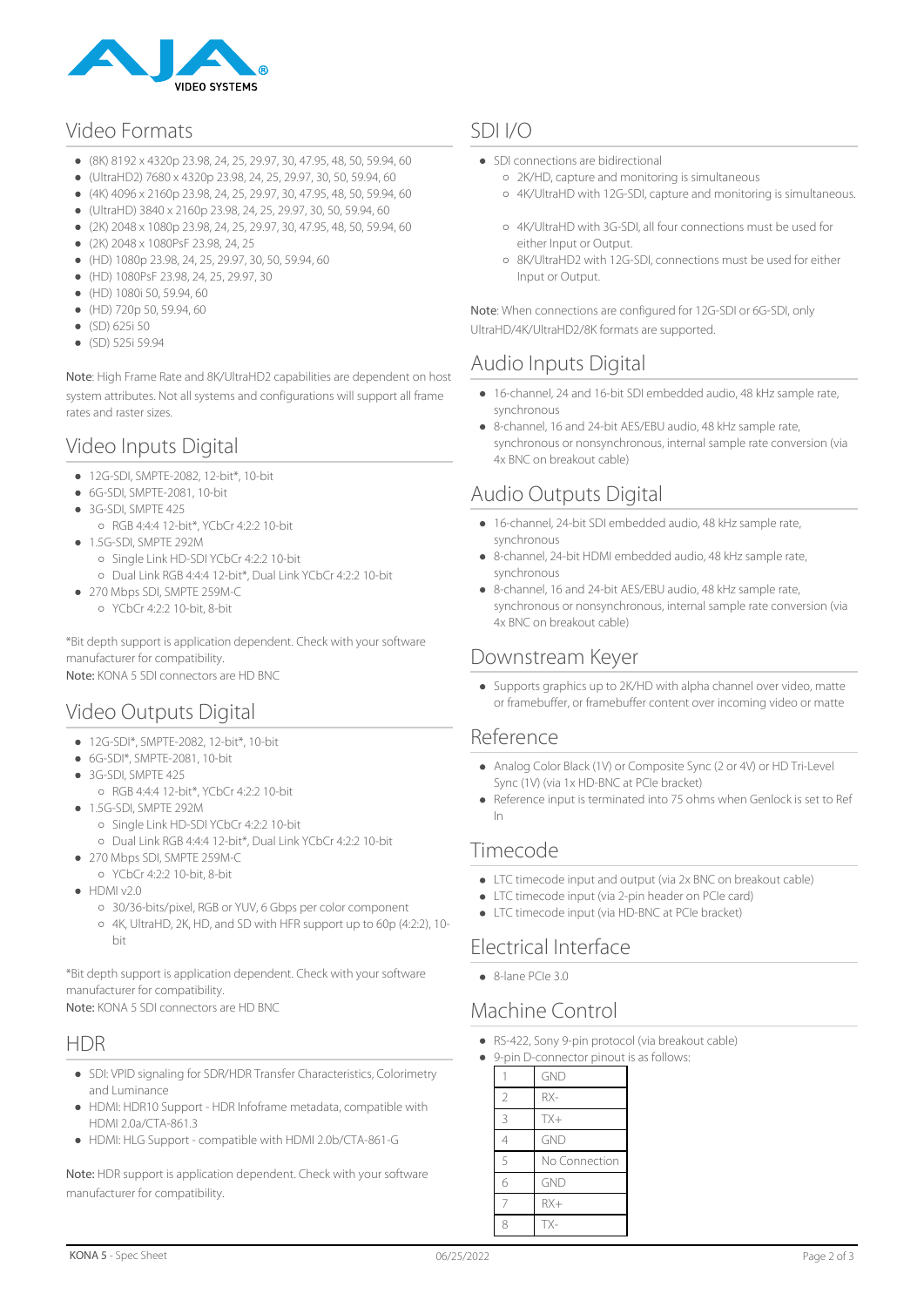## Video Formats

- (8K) 8192 x 4320p 23.98, 24, 25, 29.97, 30, 47.95, 48, 50, 59.94, 60
- (UltraHD2) 7680 x 4320p 23.98, 24, 25, 29.97, 30, 50, 59.94, 60
- (4K) 4096 x 2160p 23.98, 24, 25, 29.97, 30, 47.95, 48, 50, 59.94, 60
- (UltraHD) 3840 x 2160p 23.98, 24, 25, 29.97, 30, 50, 59.94, 60
- (2K) 2048 x 1080p 23.98, 24, 25, 29.97, 30, 47.95, 48, 50, 59.94, 60
- (2K) 2048 x 1080PsF 23.98, 24, 25
- (HD) 1080p 23.98, 24, 25, 29.97, 30, 50, 59.94, 60
- (HD) 1080PsF 23.98, 24, 25, 29.97, 30
- (HD) 1080i 50, 59.94, 60
- (HD) 720p 50, 59.94, 60
- (SD) 625i 50
- (SD) 525i 59.94

**Note**: High Frame Rate and 8K/UltraHD2 capabilities are dependent on host system attributes. Not all systems and configurations will support all frame rates and raster sizes.

## Video Inputs Digital

- 12G-SDI, SMPTE-2082, 12-bit*, 10-bit
- 6G-SDI, SMPTE-2081, 10-bit
- 3G-SDI, SMPTE 425
  - RGB 4:4:4 12-bit*, YCbCr 4:2:2 10-bit
- 1.5G-SDI, SMPTE 292M
  - Single Link HD-SDI YCbCr 4:2:2 10-bit
  - Dual Link RGB 4:4:4 12-bit*, Dual Link YCbCr 4:2:2 10-bit
- 270 Mbps SDI, SMPTE 259M-C
  - YCbCr 4:2:2 10-bit, 8-bit

*Bit depth support is application dependent. Check with your software manufacturer for compatibility.
**Note:** KONA 5 SDI connectors are HD BNC

## Video Outputs Digital

- 12G-SDI*, SMPTE-2082, 12-bit*, 10-bit
- 6G-SDI*, SMPTE-2081, 10-bit
- 3G-SDI, SMPTE 425
  - RGB 4:4:4 12-bit*, YCbCr 4:2:2 10-bit
- 1.5G-SDI, SMPTE 292M
  - Single Link HD-SDI YCbCr 4:2:2 10-bit
  - Dual Link RGB 4:4:4 12-bit*, Dual Link YCbCr 4:2:2 10-bit
- 270 Mbps SDI, SMPTE 259M-C
  - YCbCr 4:2:2 10-bit, 8-bit
- HDMI v2.0
  - 30/36-bits/pixel, RGB or YUV, 6 Gbps per color component
  - 4K, UltraHD, 2K, HD, and SD with HFR support up to 60p (4:2:2), 10-bit

*Bit depth support is application dependent. Check with your software manufacturer for compatibility.
**Note:** KONA 5 SDI connectors are HD BNC

## HDR

- SDI: VPID signaling for SDR/HDR Transfer Characteristics, Colorimetry and Luminance
- HDMI: HDR10 Support - HDR Infoframe metadata, compatible with HDMI 2.0a/CTA-861.3
- HDMI: HLG Support - compatible with HDMI 2.0b/CTA-861-G

**Note:** HDR support is application dependent. Check with your software manufacturer for compatibility.

## SDI I/O

- SDI connections are bidirectional
  - 2K/HD, capture and monitoring is simultaneous
  - 4K/UltraHD with 12G-SDI, capture and monitoring is simultaneous.
  - 4K/UltraHD with 3G-SDI, all four connections must be used for either Input or Output.
  - 8K/UltraHD2 with 12G-SDI, connections must be used for either Input or Output.

**Note**: When connections are configured for 12G-SDI or 6G-SDI, only UltraHD/4K/UltraHD2/8K formats are supported.

## Audio Inputs Digital

- 16-channel, 24 and 16-bit SDI embedded audio, 48 kHz sample rate, synchronous
- 8-channel, 16 and 24-bit AES/EBU audio, 48 kHz sample rate, synchronous or nonsynchronous, internal sample rate conversion (via 4x BNC on breakout cable)

## Audio Outputs Digital

- 16-channel, 24-bit SDI embedded audio, 48 kHz sample rate, synchronous
- 8-channel, 24-bit HDMI embedded audio, 48 kHz sample rate, synchronous
- 8-channel, 16 and 24-bit AES/EBU audio, 48 kHz sample rate, synchronous or nonsynchronous, internal sample rate conversion (via 4x BNC on breakout cable)

## Downstream Keyer

- Supports graphics up to 2K/HD with alpha channel over video, matte or framebuffer, or framebuffer content over incoming video or matte

## Reference

- Analog Color Black (1V) or Composite Sync (2 or 4V) or HD Tri-Level Sync (1V) (via 1x HD-BNC at PCIe bracket)
- Reference input is terminated into 75 ohms when Genlock is set to Ref In

## Timecode

- LTC timecode input and output (via 2x BNC on breakout cable)
- LTC timecode input (via 2-pin header on PCIe card)
- LTC timecode input (via HD-BNC at PCIe bracket)

## Electrical Interface

- 8-lane PCIe 3.0

## Machine Control

- RS-422, Sony 9-pin protocol (via breakout cable)
- 9-pin D-connector pinout is as follows:

| Pin | Signal |
|---|---|
| 1 | GND |
| 2 | RX- |
| 3 | TX+ |
| 4 | GND |
| 5 | No Connection |
| 6 | GND |
| 7 | RX+ |
| 8 | TX- |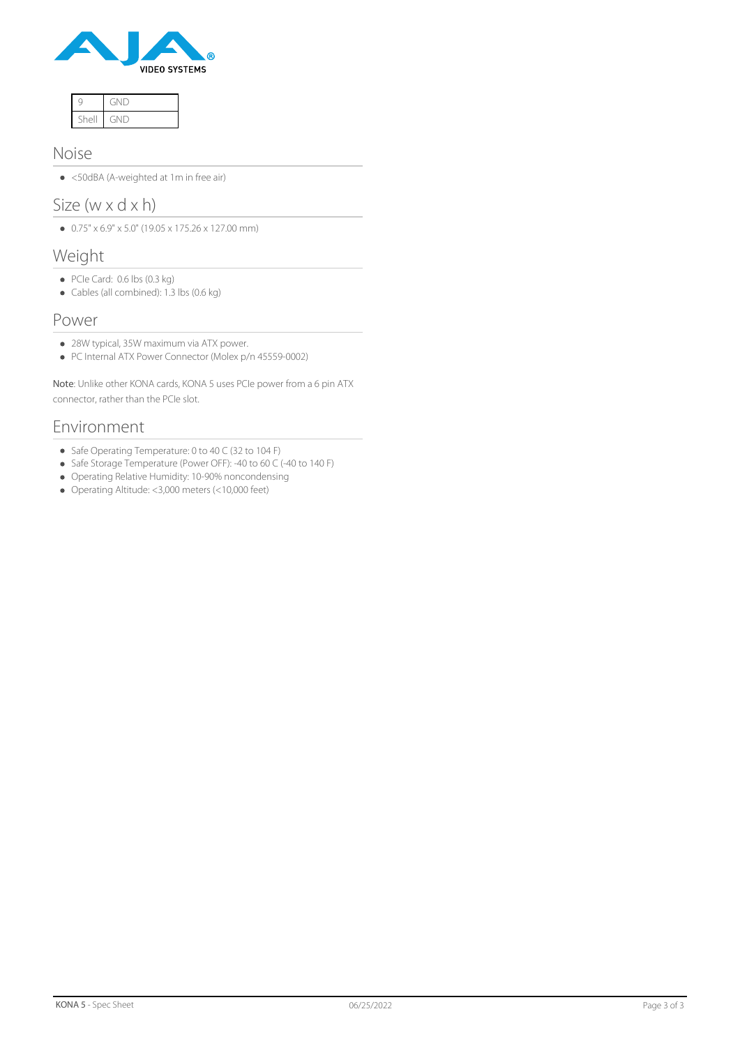| | |
|---|---|
| 9 | GND |
| Shell | GND |

## Noise

- <50dBA (A-weighted at 1m in free air)

## Size (w x d x h)

- 0.75" x 6.9" x 5.0" (19.05 x 175.26 x 127.00 mm)

## Weight

- PCIe Card: 0.6 lbs (0.3 kg)
- Cables (all combined): 1.3 lbs (0.6 kg)

## Power

- 28W typical, 35W maximum via ATX power.
- PC Internal ATX Power Connector (Molex p/n 45559-0002)

Note: Unlike other KONA cards, KONA 5 uses PCIe power from a 6 pin ATX connector, rather than the PCIe slot.

## Environment

- Safe Operating Temperature: 0 to 40 C (32 to 104 F)
- Safe Storage Temperature (Power OFF): -40 to 60 C (-40 to 140 F)
- Operating Relative Humidity: 10-90% noncondensing
- Operating Altitude: <3,000 meters (<10,000 feet)